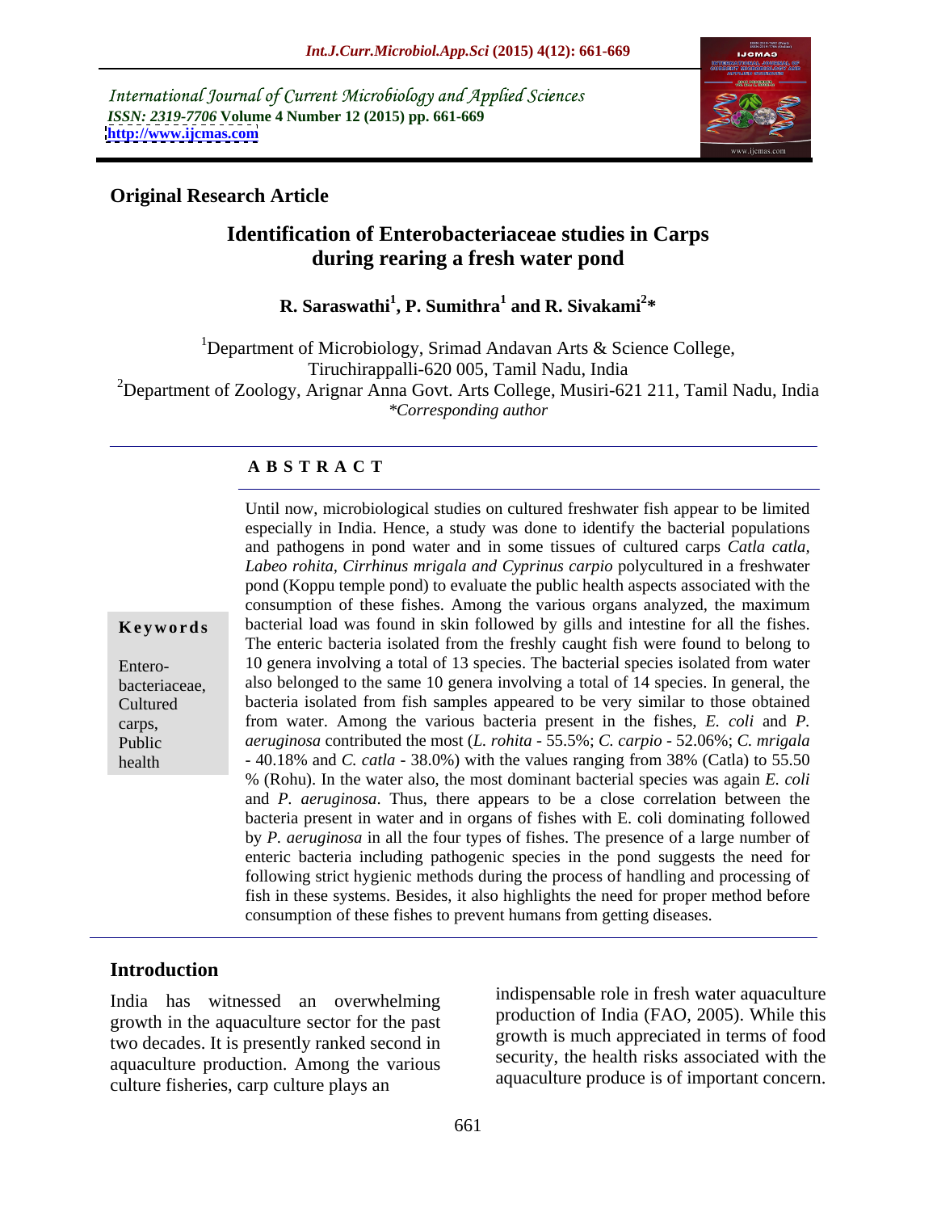International Journal of Current Microbiology and Applied Sciences
*ISSN: 2319-7706* **Volume 4 Number 12 (2015) pp. 661-669**
**http://www.ijcmas.com**

**Original Research Article**

# Identification of Enterobacteriaceae studies in Carps during rearing a fresh water pond

**R. Saraswathi[1], P. Sumithra[1] and R. Sivakami[2]***

[1]Department of Microbiology, Srimad Andavan Arts & Science College, Tiruchirappalli-620 005, Tamil Nadu, India
[2]Department of Zoology, Arignar Anna Govt. Arts College, Musiri-621 211, Tamil Nadu, India
*\*Corresponding author*

**A B S T R A C T**

Until now, microbiological studies on cultured freshwater fish appear to be limited especially in India. Hence, a study was done to identify the bacterial populations and pathogens in pond water and in some tissues of cultured carps *Catla catla, Labeo rohita, Cirrhinus mrigala and Cyprinus carpio* polycultured in a freshwater pond (Koppu temple pond) to evaluate the public health aspects associated with the consumption of these fishes. Among the various organs analyzed, the maximum bacterial load was found in skin followed by gills and intestine for all the fishes. The enteric bacteria isolated from the freshly caught fish were found to belong to 10 genera involving a total of 13 species. The bacterial species isolated from water also belonged to the same 10 genera involving a total of 14 species. In general, the bacteria isolated from fish samples appeared to be very similar to those obtained from water. Among the various bacteria present in the fishes, *E. coli* and *P. aeruginosa* contributed the most (*L. rohita* - 55.5%; *C. carpio* - 52.06%; *C. mrigala* - 40.18% and *C. catla* - 38.0%) with the values ranging from 38% (Catla) to 55.50 % (Rohu). In the water also, the most dominant bacterial species was again *E. coli* and *P. aeruginosa*. Thus, there appears to be a close correlation between the bacteria present in water and in organs of fishes with E. coli dominating followed by *P. aeruginosa* in all the four types of fishes. The presence of a large number of enteric bacteria including pathogenic species in the pond suggests the need for following strict hygienic methods during the process of handling and processing of fish in these systems. Besides, it also highlights the need for proper method before consumption of these fishes to prevent humans from getting diseases.

**Keywords**

Entero-bacteriaceae, Cultured carps, Public health

## Introduction

India has witnessed an overwhelming growth in the aquaculture sector for the past two decades. It is presently ranked second in aquaculture production. Among the various culture fisheries, carp culture plays an indispensable role in fresh water aquaculture production of India (FAO, 2005). While this growth is much appreciated in terms of food security, the health risks associated with the aquaculture produce is of important concern.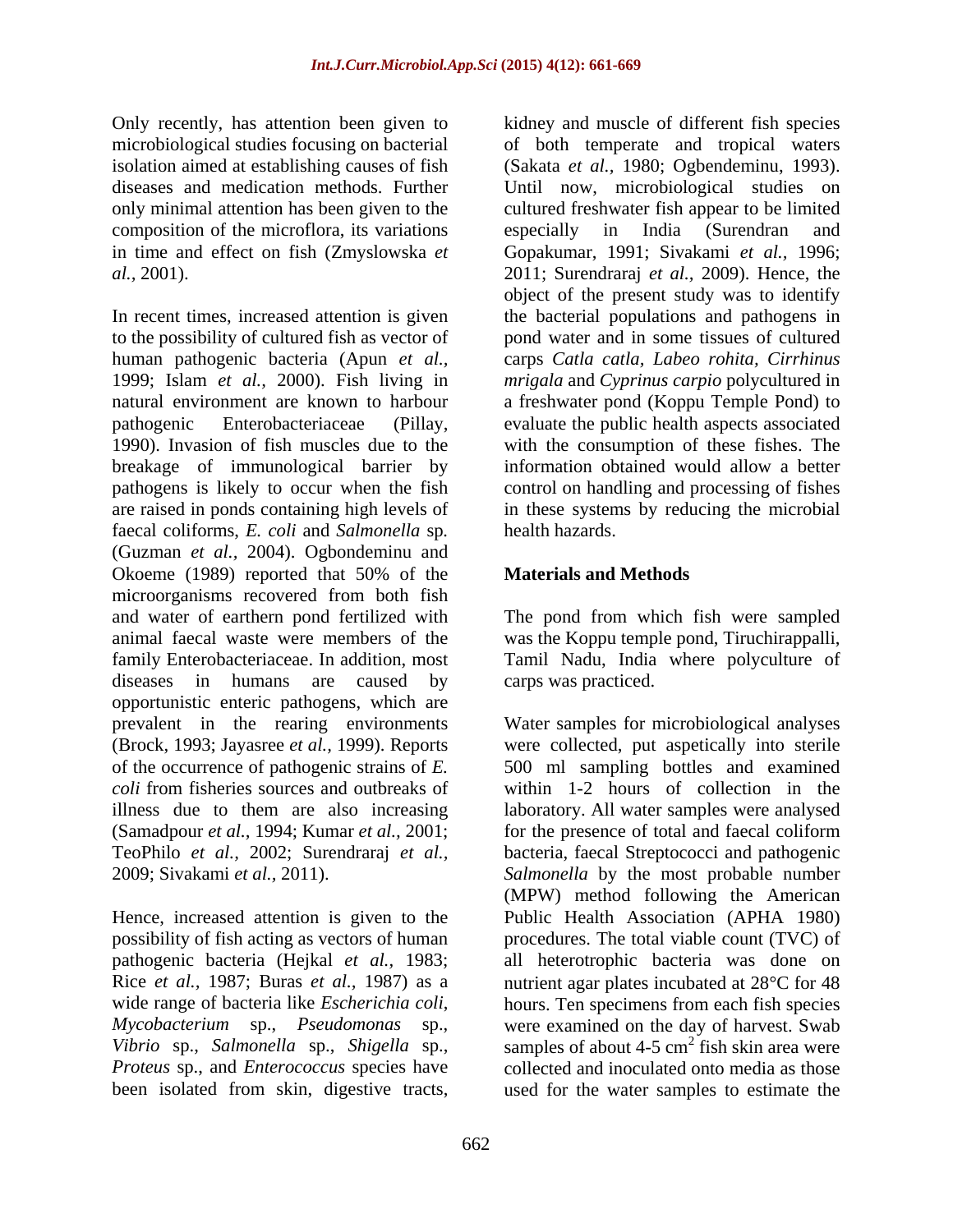Only recently, has attention been given to microbiological studies focusing on bacterial isolation aimed at establishing causes of fish diseases and medication methods. Further only minimal attention has been given to the composition of the microflora, its variations in time and effect on fish (Zmyslowska *et al.,* 2001).

In recent times, increased attention is given to the possibility of cultured fish as vector of human pathogenic bacteria (Apun *et al.,* 1999; Islam *et al.,* 2000). Fish living in natural environment are known to harbour pathogenic Enterobacteriaceae (Pillay, 1990). Invasion of fish muscles due to the breakage of immunological barrier by pathogens is likely to occur when the fish are raised in ponds containing high levels of faecal coliforms, *E. coli* and *Salmonella* sp. (Guzman *et al.,* 2004). Ogbondeminu and Okoeme (1989) reported that 50% of the microorganisms recovered from both fish and water of earthern pond fertilized with animal faecal waste were members of the family Enterobacteriaceae. In addition, most diseases in humans are caused by opportunistic enteric pathogens, which are prevalent in the rearing environments (Brock, 1993; Jayasree *et al.,* 1999). Reports of the occurrence of pathogenic strains of *E. coli* from fisheries sources and outbreaks of illness due to them are also increasing (Samadpour *et al.,* 1994; Kumar *et al.,* 2001; TeoPhilo *et al.,* 2002; Surendraraj *et al.,* 2009; Sivakami *et al.,* 2011).

Hence, increased attention is given to the possibility of fish acting as vectors of human pathogenic bacteria (Hejkal *et al.,* 1983; Rice *et al.,* 1987; Buras *et al.,* 1987) as a wide range of bacteria like *Escherichia coli*, *Mycobacterium* sp., *Pseudomonas* sp., *Vibrio* sp., *Salmonella* sp., *Shigella* sp., *Proteus* sp., and *Enterococcus* species have been isolated from skin, digestive tracts, kidney and muscle of different fish species of both temperate and tropical waters (Sakata *et al.,* 1980; Ogbendeminu, 1993). Until now, microbiological studies on cultured freshwater fish appear to be limited especially in India (Surendran and Gopakumar, 1991; Sivakami *et al.,* 1996; 2011; Surendraraj *et al.,* 2009). Hence, the object of the present study was to identify the bacterial populations and pathogens in pond water and in some tissues of cultured carps *Catla catla, Labeo rohita, Cirrhinus mrigala* and *Cyprinus carpio* polycultured in a freshwater pond (Koppu Temple Pond) to evaluate the public health aspects associated with the consumption of these fishes. The information obtained would allow a better control on handling and processing of fishes in these systems by reducing the microbial health hazards.

## Materials and Methods

The pond from which fish were sampled was the Koppu temple pond, Tiruchirappalli, Tamil Nadu, India where polyculture of carps was practiced.

Water samples for microbiological analyses were collected, put aspetically into sterile 500 ml sampling bottles and examined within 1-2 hours of collection in the laboratory. All water samples were analysed for the presence of total and faecal coliform bacteria, faecal Streptococci and pathogenic *Salmonella* by the most probable number (MPW) method following the American Public Health Association (APHA 1980) procedures. The total viable count (TVC) of all heterotrophic bacteria was done on nutrient agar plates incubated at 28°C for 48 hours. Ten specimens from each fish species were examined on the day of harvest. Swab samples of about 4-5 $cm^2$ fish skin area were collected and inoculated onto media as those used for the water samples to estimate the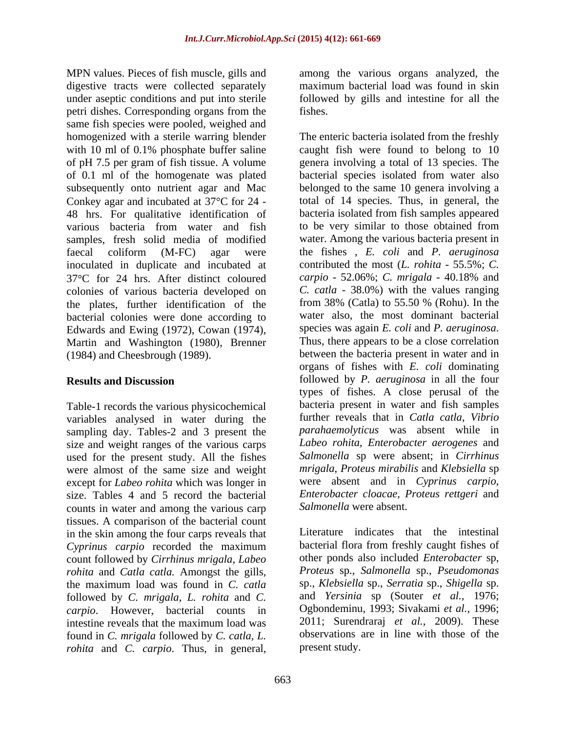MPN values. Pieces of fish muscle, gills and digestive tracts were collected separately under aseptic conditions and put into sterile petri dishes. Corresponding organs from the same fish species were pooled, weighed and homogenized with a sterile warring blender with 10 ml of 0.1% phosphate buffer saline of pH 7.5 per gram of fish tissue. A volume of 0.1 ml of the homogenate was plated subsequently onto nutrient agar and Mac Conkey agar and incubated at 37°C for 24 - 48 hrs. For qualitative identification of various bacteria from water and fish samples, fresh solid media of modified faecal coliform (M-FC) agar were inoculated in duplicate and incubated at 37°C for 24 hrs. After distinct coloured colonies of various bacteria developed on the plates, further identification of the bacterial colonies were done according to Edwards and Ewing (1972), Cowan (1974), Martin and Washington (1980), Brenner (1984) and Cheesbrough (1989).

## Results and Discussion

Table-1 records the various physicochemical variables analysed in water during the sampling day. Tables-2 and 3 present the size and weight ranges of the various carps used for the present study. All the fishes were almost of the same size and weight except for *Labeo rohita* which was longer in size. Tables 4 and 5 record the bacterial counts in water and among the various carp tissues. A comparison of the bacterial count in the skin among the four carps reveals that *Cyprinus carpio* recorded the maximum count followed by *Cirrhinus mrigala, Labeo rohita* and *Catla catla.* Amongst the gills, the maximum load was found in *C. catla* followed by *C. mrigala*, *L. rohita* and *C. carpio*. However, bacterial counts in intestine reveals that the maximum load was found in *C. mrigala* followed by *C. catla*, *L. rohita* and *C. carpio*. Thus, in general, among the various organs analyzed, the maximum bacterial load was found in skin followed by gills and intestine for all the fishes.

The enteric bacteria isolated from the freshly caught fish were found to belong to 10 genera involving a total of 13 species. The bacterial species isolated from water also belonged to the same 10 genera involving a total of 14 species. Thus, in general, the bacteria isolated from fish samples appeared to be very similar to those obtained from water. Among the various bacteria present in the fishes , *E. coli* and *P. aeruginosa* contributed the most (*L. rohita* - 55.5%; *C. carpio* - 52.06%; *C. mrigala* - 40.18% and *C. catla* - 38.0%) with the values ranging from 38% (Catla) to 55.50 % (Rohu). In the water also, the most dominant bacterial species was again *E. coli* and *P. aeruginosa*. Thus, there appears to be a close correlation between the bacteria present in water and in organs of fishes with *E. coli* dominating followed by *P. aeruginosa* in all the four types of fishes. A close perusal of the bacteria present in water and fish samples further reveals that in *Catla catla*, *Vibrio parahaemolyticus* was absent while in *Labeo rohita*, *Enterobacter aerogenes* and *Salmonella* sp were absent; in *Cirrhinus mrigala*, *Proteus mirabilis* and *Klebsiella* sp were absent and in *Cyprinus carpio*, *Enterobacter cloacae*, *Proteus rettgeri* and *Salmonella* were absent.

Literature indicates that the intestinal bacterial flora from freshly caught fishes of other ponds also included *Enterobacter* sp, *Proteus* sp., *Salmonella* sp., *Pseudomonas* sp., *Klebsiella* sp., *Serratia* sp., *Shigella* sp. and *Yersinia* sp (Souter *et al.*, 1976; Ogbondeminu, 1993; Sivakami *et al.*, 1996; 2011; Surendraraj *et al.,* 2009). These observations are in line with those of the present study.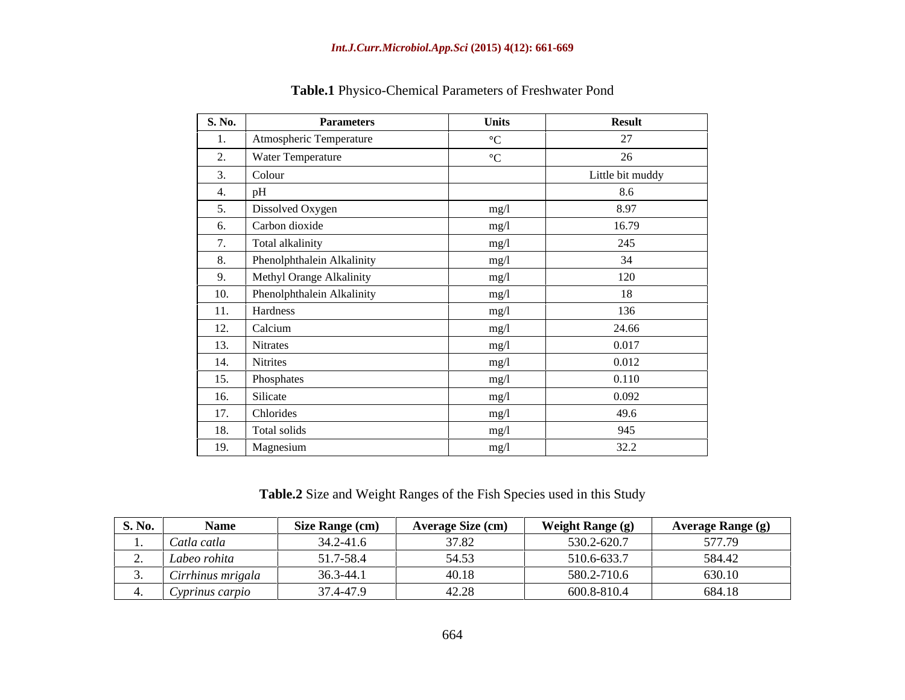**Table.1** Physico-Chemical Parameters of Freshwater Pond

| S. No. | Parameters | Units | Result |
|---|---|---|---|
| 1. | Atmospheric Temperature | °C | 27 |
| 2. | Water Temperature | °C | 26 |
| 3. | Colour | | Little bit muddy |
| 4. | pH | | 8.6 |
| 5. | Dissolved Oxygen | mg/l | 8.97 |
| 6. | Carbon dioxide | mg/l | 16.79 |
| 7. | Total alkalinity | mg/l | 245 |
| 8. | Phenolphthalein Alkalinity | mg/l | 34 |
| 9. | Methyl Orange Alkalinity | mg/l | 120 |
| 10. | Phenolphthalein Alkalinity | mg/l | 18 |
| 11. | Hardness | mg/l | 136 |
| 12. | Calcium | mg/l | 24.66 |
| 13. | Nitrates | mg/l | 0.017 |
| 14. | Nitrites | mg/l | 0.012 |
| 15. | Phosphates | mg/l | 0.110 |
| 16. | Silicate | mg/l | 0.092 |
| 17. | Chlorides | mg/l | 49.6 |
| 18. | Total solids | mg/l | 945 |
| 19. | Magnesium | mg/l | 32.2 |

**Table.2** Size and Weight Ranges of the Fish Species used in this Study

| S. No. | Name | Size Range (cm) | Average Size (cm) | Weight Range (g) | Average Range (g) |
|---|---|---|---|---|---|
| 1. | *Catla catla* | 34.2-41.6 | 37.82 | 530.2-620.7 | 577.79 |
| 2. | *Labeo rohita* | 51.7-58.4 | 54.53 | 510.6-633.7 | 584.42 |
| 3. | *Cirrhinus mrigala* | 36.3-44.1 | 40.18 | 580.2-710.6 | 630.10 |
| 4. | *Cyprinus carpio* | 37.4-47.9 | 42.28 | 600.8-810.4 | 684.18 |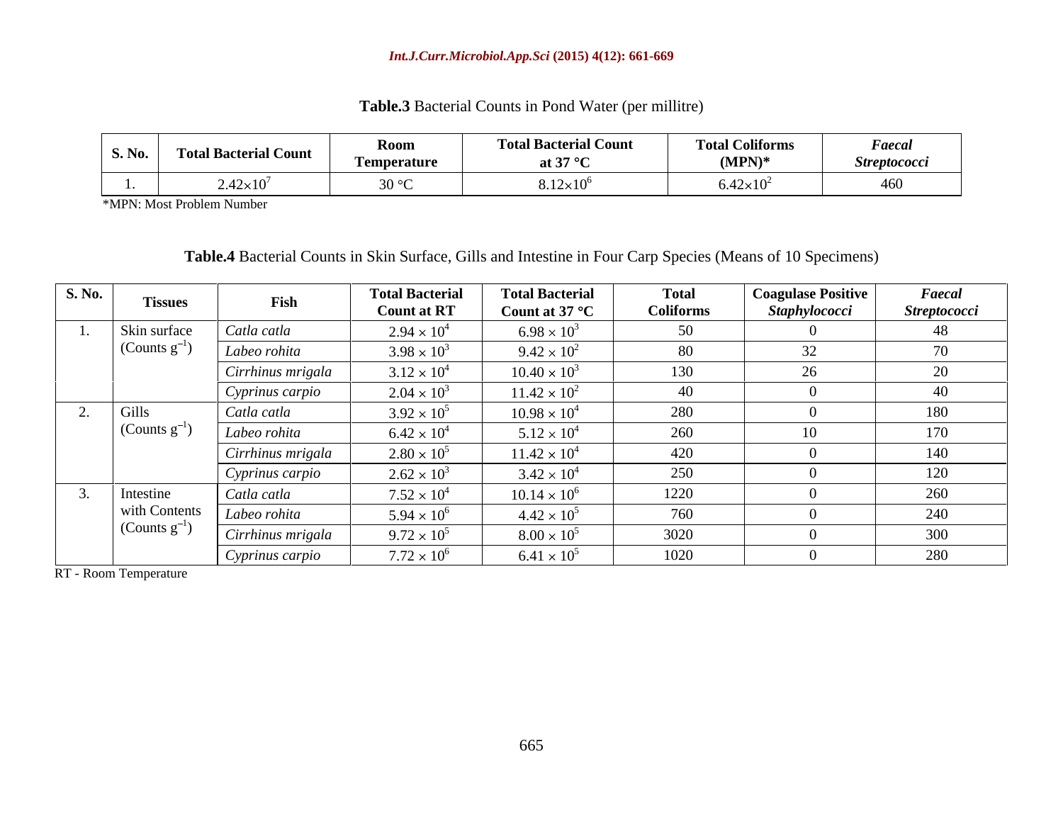**Table.3** Bacterial Counts in Pond Water (per millitre)

| S. No. | Total Bacterial Count | Room Temperature | Total Bacterial Count at 37 °C | Total Coliforms (MPN)* | *Faecal Streptococci* |
|---|---|---|---|---|---|
| 1. | $2.42 \times 10^{7}$ | 30 °C | $8.12 \times 10^{6}$ | $6.42 \times 10^{2}$ | 460 |

*MPN: Most Problem Number

**Table.4** Bacterial Counts in Skin Surface, Gills and Intestine in Four Carp Species (Means of 10 Specimens)

| S. No. | Tissues | Fish | Total Bacterial Count at RT | Total Bacterial Count at 37 °C | Total Coliforms | Coagulase Positive *Staphylococci* | *Faecal Streptococci* |
|---|---|---|---|---|---|---|---|
| 1. | Skin surface (Counts $g^{-1}$) | *Catla catla* | $2.94 \times 10^{4}$ | $6.98 \times 10^{3}$ | 50 | 0 | 48 |
| | | *Labeo rohita* | $3.98 \times 10^{3}$ | $9.42 \times 10^{2}$ | 80 | 32 | 70 |
| | | *Cirrhinus mrigala* | $3.12 \times 10^{4}$ | $10.40 \times 10^{3}$ | 130 | 26 | 20 |
| | | *Cyprinus carpio* | $2.04 \times 10^{3}$ | $11.42 \times 10^{2}$ | 40 | 0 | 40 |
| 2. | Gills (Counts $g^{-1}$) | *Catla catla* | $3.92 \times 10^{5}$ | $10.98 \times 10^{4}$ | 280 | 0 | 180 |
| | | *Labeo rohita* | $6.42 \times 10^{4}$ | $5.12 \times 10^{4}$ | 260 | 10 | 170 |
| | | *Cirrhinus mrigala* | $2.80 \times 10^{5}$ | $11.42 \times 10^{4}$ | 420 | 0 | 140 |
| | | *Cyprinus carpio* | $2.62 \times 10^{3}$ | $3.42 \times 10^{4}$ | 250 | 0 | 120 |
| 3. | Intestine with Contents (Counts $g^{-1}$) | *Catla catla* | $7.52 \times 10^{4}$ | $10.14 \times 10^{6}$ | 1220 | 0 | 260 |
| | | *Labeo rohita* | $5.94 \times 10^{6}$ | $4.42 \times 10^{5}$ | 760 | 0 | 240 |
| | | *Cirrhinus mrigala* | $9.72 \times 10^{5}$ | $8.00 \times 10^{5}$ | 3020 | 0 | 300 |
| | | *Cyprinus carpio* | $7.72 \times 10^{6}$ | $6.41 \times 10^{5}$ | 1020 | 0 | 280 |

RT - Room Temperature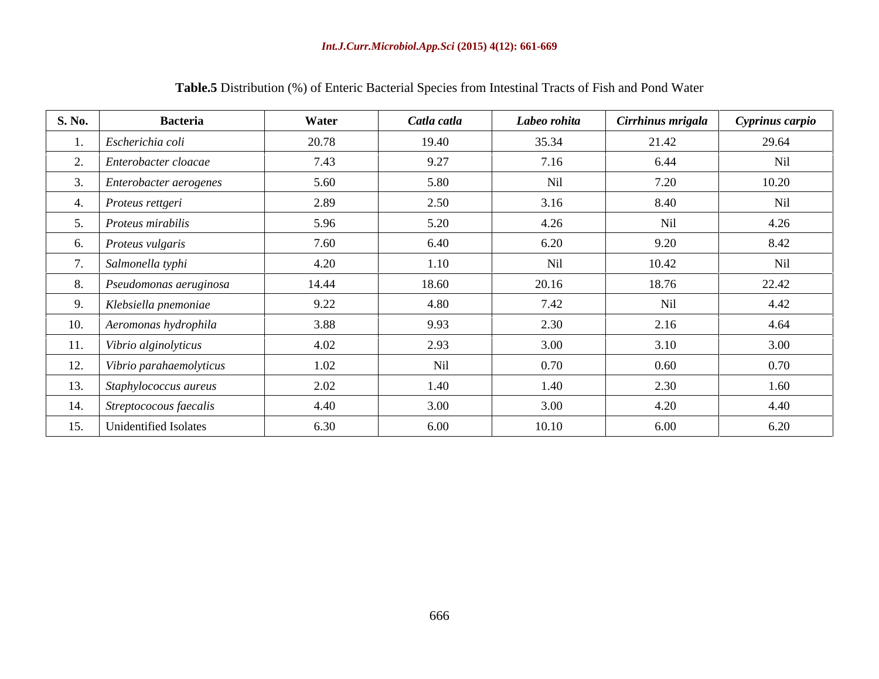**Table.5** Distribution (%) of Enteric Bacterial Species from Intestinal Tracts of Fish and Pond Water

| S. No. | Bacteria | Water | *Catla catla* | *Labeo rohita* | *Cirrhinus mrigala* | *Cyprinus carpio* |
|---|---|---|---|---|---|---|
| 1. | *Escherichia coli* | 20.78 | 19.40 | 35.34 | 21.42 | 29.64 |
| 2. | *Enterobacter cloacae* | 7.43 | 9.27 | 7.16 | 6.44 | Nil |
| 3. | *Enterobacter aerogenes* | 5.60 | 5.80 | Nil | 7.20 | 10.20 |
| 4. | *Proteus rettgeri* | 2.89 | 2.50 | 3.16 | 8.40 | Nil |
| 5. | *Proteus mirabilis* | 5.96 | 5.20 | 4.26 | Nil | 4.26 |
| 6. | *Proteus vulgaris* | 7.60 | 6.40 | 6.20 | 9.20 | 8.42 |
| 7. | *Salmonella typhi* | 4.20 | 1.10 | Nil | 10.42 | Nil |
| 8. | *Pseudomonas aeruginosa* | 14.44 | 18.60 | 20.16 | 18.76 | 22.42 |
| 9. | *Klebsiella pnemoniae* | 9.22 | 4.80 | 7.42 | Nil | 4.42 |
| 10. | *Aeromonas hydrophila* | 3.88 | 9.93 | 2.30 | 2.16 | 4.64 |
| 11. | *Vibrio alginolyticus* | 4.02 | 2.93 | 3.00 | 3.10 | 3.00 |
| 12. | *Vibrio parahaemolyticus* | 1.02 | Nil | 0.70 | 0.60 | 0.70 |
| 13. | *Staphylococcus aureus* | 2.02 | 1.40 | 1.40 | 2.30 | 1.60 |
| 14. | *Streptococous faecalis* | 4.40 | 3.00 | 3.00 | 4.20 | 4.40 |
| 15. | Unidentified Isolates | 6.30 | 6.00 | 10.10 | 6.00 | 6.20 |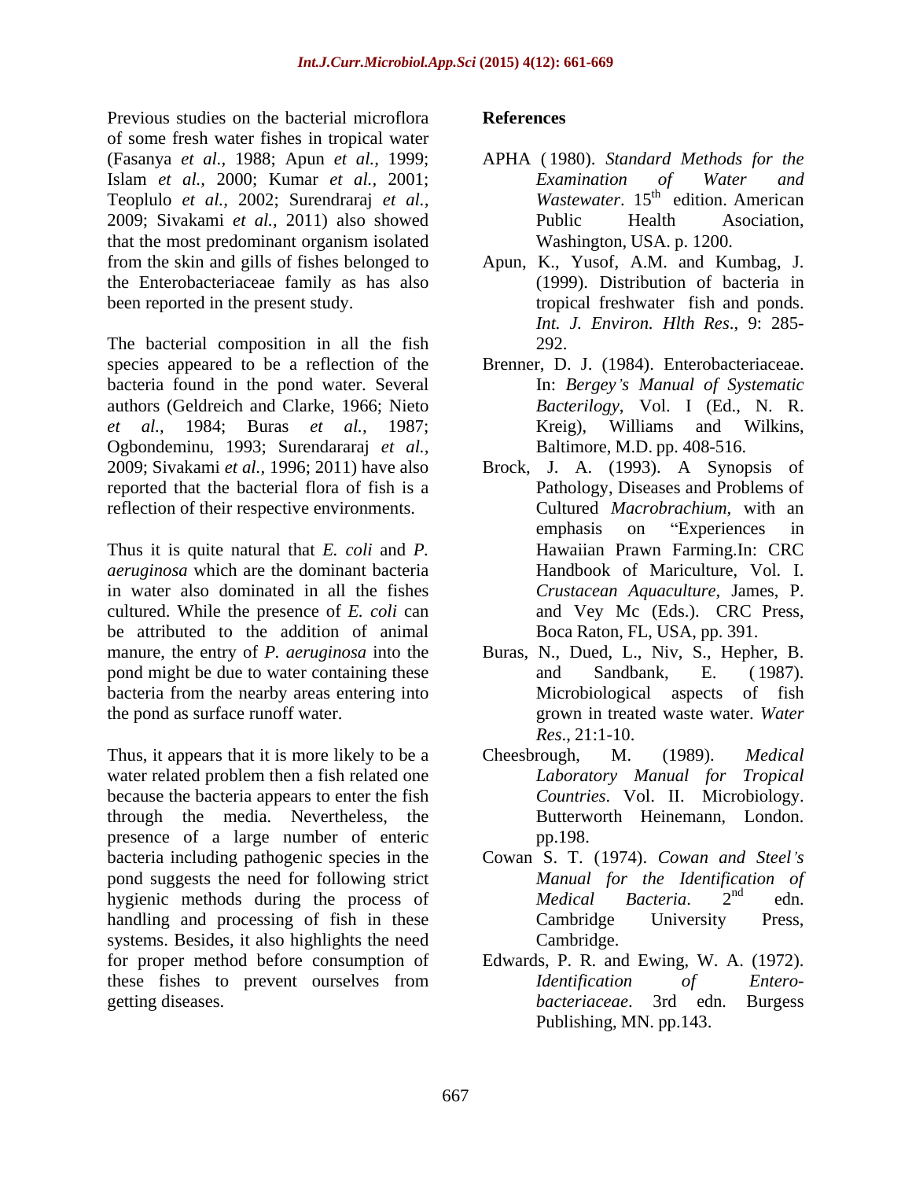Previous studies on the bacterial microflora of some fresh water fishes in tropical water (Fasanya *et al.,* 1988; Apun *et al.,* 1999; Islam *et al.,* 2000; Kumar *et al.,* 2001; Teoplulo *et al.,* 2002; Surendraraj *et al.*, 2009; Sivakami *et al.,* 2011) also showed that the most predominant organism isolated from the skin and gills of fishes belonged to the Enterobacteriaceae family as has also been reported in the present study.

The bacterial composition in all the fish species appeared to be a reflection of the bacteria found in the pond water. Several authors (Geldreich and Clarke, 1966; Nieto *et al.,* 1984; Buras *et al.,* 1987; Ogbondeminu, 1993; Surendararaj *et al.*, 2009; Sivakami *et al.,* 1996; 2011) have also reported that the bacterial flora of fish is a reflection of their respective environments.

Thus it is quite natural that *E. coli* and *P. aeruginosa* which are the dominant bacteria in water also dominated in all the fishes cultured. While the presence of *E. coli* can be attributed to the addition of animal manure, the entry of *P. aeruginosa* into the pond might be due to water containing these bacteria from the nearby areas entering into the pond as surface runoff water.

Thus, it appears that it is more likely to be a water related problem then a fish related one because the bacteria appears to enter the fish through the media. Nevertheless, the presence of a large number of enteric bacteria including pathogenic species in the pond suggests the need for following strict hygienic methods during the process of handling and processing of fish in these systems. Besides, it also highlights the need for proper method before consumption of these fishes to prevent ourselves from getting diseases.

## References

APHA (1980). *Standard Methods for the Examination of Water and Wastewater*. 15th edition. American Public Health Asociation, Washington, USA. p. 1200.

Apun, K., Yusof, A.M. and Kumbag, J. (1999). Distribution of bacteria in tropical freshwater fish and ponds. *Int. J. Environ. Hlth Res*., 9: 285-292.

Brenner, D. J. (1984). Enterobacteriaceae. In: *Bergey's Manual of Systematic Bacterilogy*, Vol. I (Ed., N. R. Kreig), Williams and Wilkins, Baltimore, M.D. pp. 408-516.

Brock, J. A. (1993). A Synopsis of Pathology, Diseases and Problems of Cultured *Macrobrachium*, with an emphasis on "Experiences in Hawaiian Prawn Farming.In: CRC Handbook of Mariculture, Vol. I. *Crustacean Aquaculture*, James, P. and Vey Mc (Eds.). CRC Press, Boca Raton, FL, USA, pp. 391.

Buras, N., Dued, L., Niv, S., Hepher, B. and Sandbank, E. (1987). Microbiological aspects of fish grown in treated waste water. *Water Res*., 21:1-10.

Cheesbrough, M. (1989). *Medical Laboratory Manual for Tropical Countries*. Vol. II. Microbiology. Butterworth Heinemann, London. pp.198.

Cowan S. T. (1974). *Cowan and Steel's Manual for the Identification of Medical Bacteria*. 2nd edn. Cambridge University Press, Cambridge.

Edwards, P. R. and Ewing, W. A. (1972). *Identification of Enterobacteriaceae*. 3rd edn. Burgess Publishing, MN. pp.143.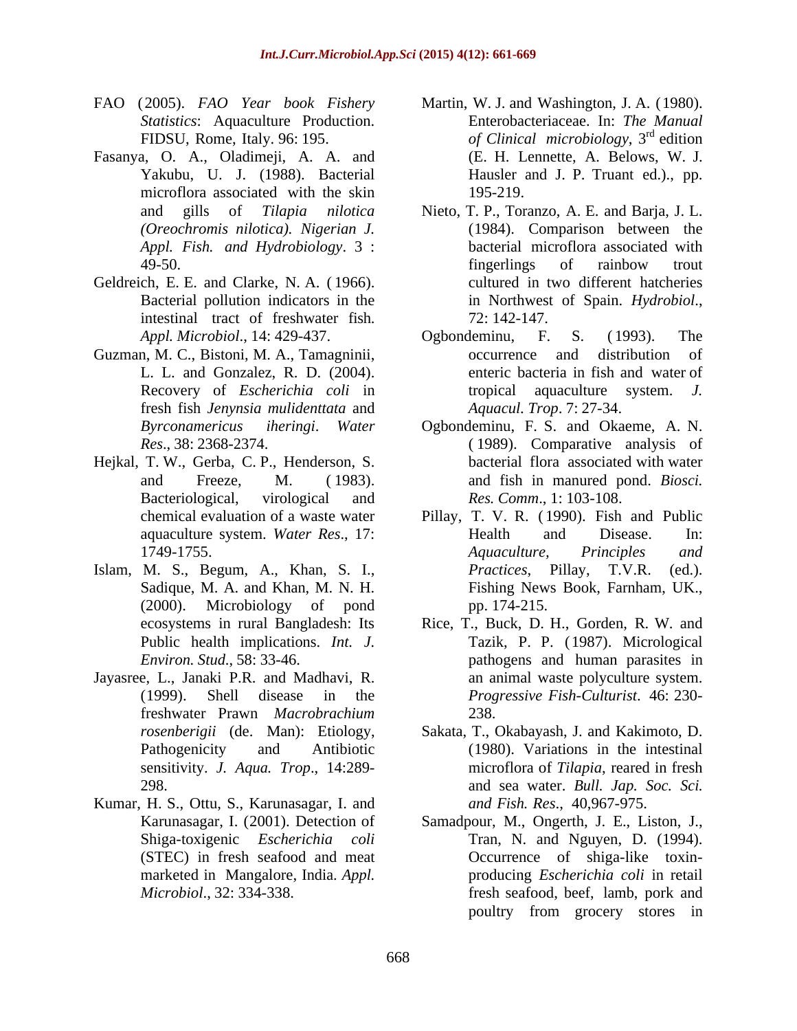FAO (2005). *FAO Year book Fishery Statistics*: Aquaculture Production. FIDSU, Rome, Italy. 96: 195.

Fasanya, O. A., Oladimeji, A. A. and Yakubu, U. J. (1988). Bacterial microflora associated with the skin and gills of *Tilapia nilotica (Oreochromis nilotica). Nigerian J. Appl. Fish. and Hydrobiology*. 3 : 49-50.

Geldreich, E. E. and Clarke, N. A. (1966). Bacterial pollution indicators in the intestinal tract of freshwater fish. *Appl. Microbiol*., 14: 429-437.

Guzman, M. C., Bistoni, M. A., Tamagninii, L. L. and Gonzalez, R. D. (2004). Recovery of *Escherichia coli* in fresh fish *Jenynsia mulidenttata* and *Byrconamericus iheringi*. *Water Res*., 38: 2368-2374.

Hejkal, T. W., Gerba, C. P., Henderson, S. and Freeze, M. (1983). Bacteriological, virological and chemical evaluation of a waste water aquaculture system. *Water Res*., 17: 1749-1755.

Islam, M. S., Begum, A., Khan, S. I., Sadique, M. A. and Khan, M. N. H. (2000). Microbiology of pond ecosystems in rural Bangladesh: Its Public health implications. *Int. J. Environ. Stud*., 58: 33-46.

Jayasree, L., Janaki P.R. and Madhavi, R. (1999). Shell disease in the freshwater Prawn *Macrobrachium rosenberigii* (de. Man): Etiology, Pathogenicity and Antibiotic sensitivity. *J. Aqua. Trop*., 14:289-298.

Kumar, H. S., Ottu, S., Karunasagar, I. and Karunasagar, I. (2001). Detection of Shiga-toxigenic *Escherichia coli* (STEC) in fresh seafood and meat marketed in Mangalore, India. *Appl. Microbiol*., 32: 334-338.

Martin, W. J. and Washington, J. A. (1980). Enterobacteriaceae. In: *The Manual of Clinical microbiology*, 3rd edition (E. H. Lennette, A. Belows, W. J. Hausler and J. P. Truant ed.)., pp. 195-219.

Nieto, T. P., Toranzo, A. E. and Barja, J. L. (1984). Comparison between the bacterial microflora associated with fingerlings of rainbow trout cultured in two different hatcheries in Northwest of Spain. *Hydrobiol*., 72: 142-147.

Ogbondeminu, F. S. (1993). The occurrence and distribution of enteric bacteria in fish and water of tropical aquaculture system. *J. Aquacul. Trop*. 7: 27-34.

Ogbondeminu, F. S. and Okaeme, A. N. (1989). Comparative analysis of bacterial flora associated with water and fish in manured pond. *Biosci. Res. Comm*., 1: 103-108.

Pillay, T. V. R. (1990). Fish and Public Health and Disease. In: *Aquaculture, Principles and Practices*, Pillay, T.V.R. (ed.). Fishing News Book, Farnham, UK., pp. 174-215.

Rice, T., Buck, D. H., Gorden, R. W. and Tazik, P. P. (1987). Micrological pathogens and human parasites in an animal waste polyculture system. *Progressive Fish-Culturist*. 46: 230-238.

Sakata, T., Okabayash, J. and Kakimoto, D. (1980). Variations in the intestinal microflora of *Tilapia*, reared in fresh and sea water. *Bull. Jap. Soc. Sci. and Fish. Res*., 40,967-975.

Samadpour, M., Ongerth, J. E., Liston, J., Tran, N. and Nguyen, D. (1994). Occurrence of shiga-like toxin-producing *Escherichia coli* in retail fresh seafood, beef, lamb, pork and poultry from grocery stores in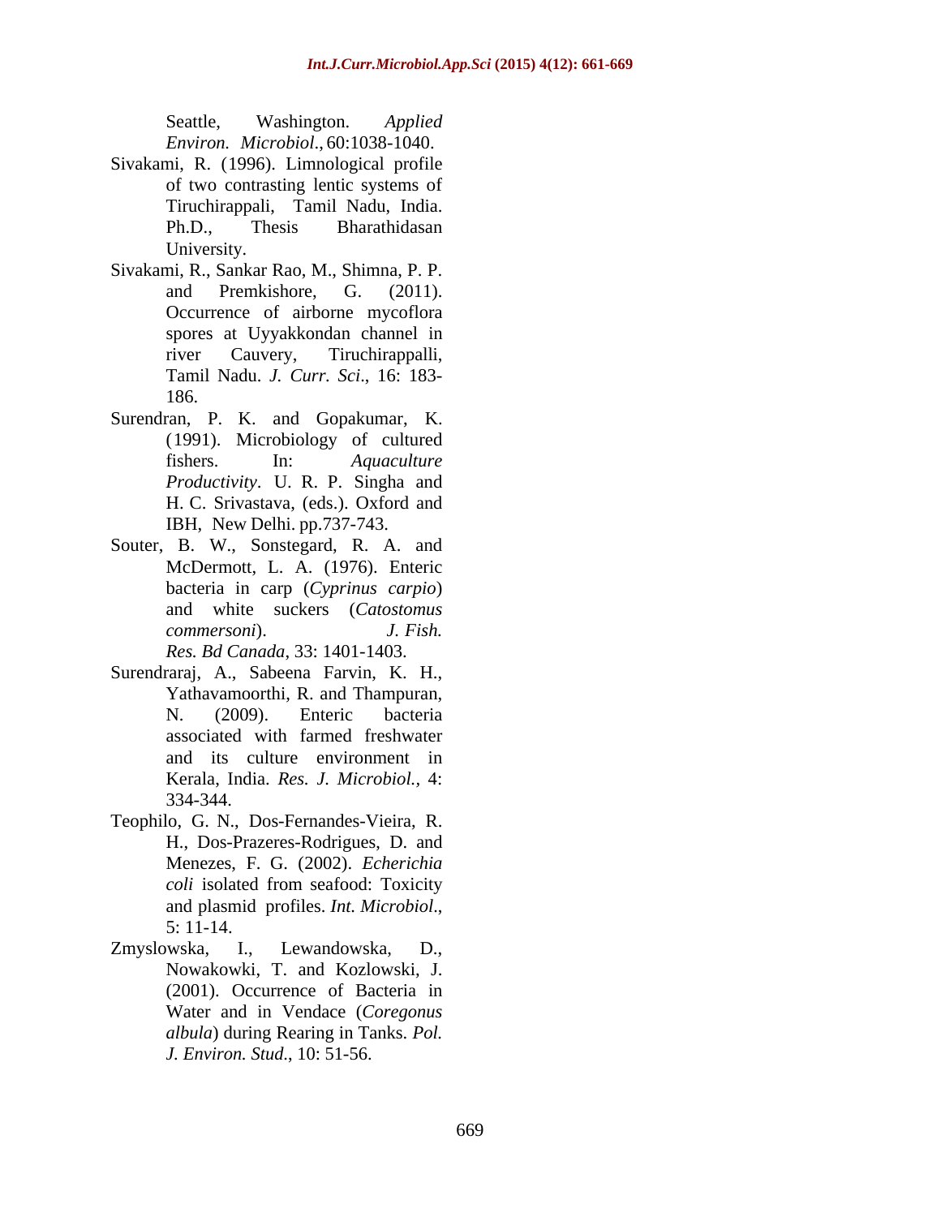Seattle, Washington. *Applied Environ. Microbiol*., 60:1038-1040.

Sivakami, R. (1996). Limnological profile of two contrasting lentic systems of Tiruchirappali, Tamil Nadu, India. Ph.D., Thesis Bharathidasan University.

Sivakami, R., Sankar Rao, M., Shimna, P. P. and Premkishore, G. (2011). Occurrence of airborne mycoflora spores at Uyyakkondan channel in river Cauvery, Tiruchirappalli, Tamil Nadu. *J. Curr. Sci*., 16: 183-186.

Surendran, P. K. and Gopakumar, K. (1991). Microbiology of cultured fishers. In: *Aquaculture Productivity*. U. R. P. Singha and H. C. Srivastava, (eds.). Oxford and IBH, New Delhi. pp.737-743.

Souter, B. W., Sonstegard, R. A. and McDermott, L. A. (1976). Enteric bacteria in carp (*Cyprinus carpio*) and white suckers (*Catostomus commersoni*). *J. Fish. Res. Bd Canada*, 33: 1401-1403.

Surendraraj, A., Sabeena Farvin, K. H., Yathavamoorthi, R. and Thampuran, N. (2009). Enteric bacteria associated with farmed freshwater and its culture environment in Kerala, India. *Res. J. Microbiol.*, 4: 334-344.

Teophilo, G. N., Dos-Fernandes-Vieira, R. H., Dos-Prazeres-Rodrigues, D. and Menezes, F. G. (2002). *Echerichia coli* isolated from seafood: Toxicity and plasmid profiles. *Int. Microbiol*., 5: 11-14.

Zmyslowska, I., Lewandowska, D., Nowakowki, T. and Kozlowski, J. (2001). Occurrence of Bacteria in Water and in Vendace (*Coregonus albula*) during Rearing in Tanks. *Pol. J. Environ. Stud*., 10: 51-56.